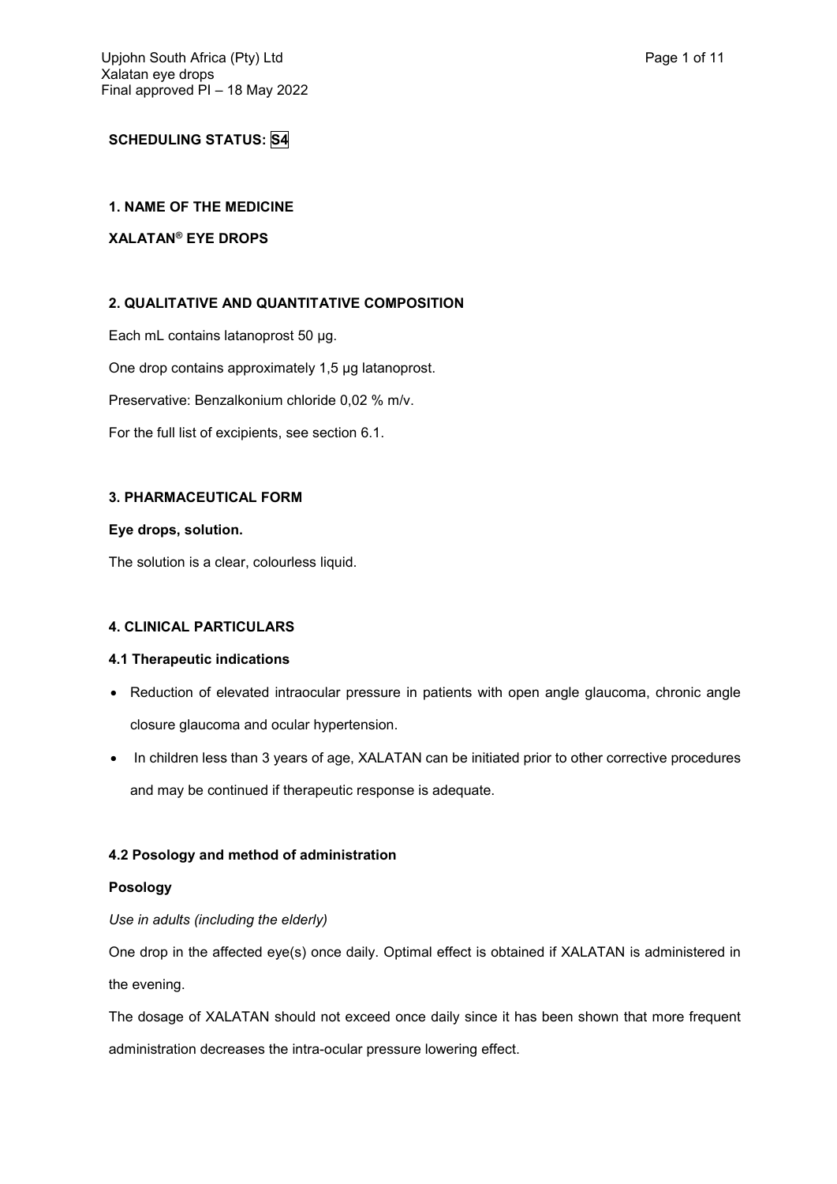**SCHEDULING STATUS: S4**

## 1. NAME OF THE MEDICINE

**XALATAN® EYE DROPS**

## 2. QUALITATIVE AND QUANTITATIVE COMPOSITION

Each mL contains latanoprost 50 µg.

One drop contains approximately 1,5 µg latanoprost.

Preservative: Benzalkonium chloride 0,02 % m/v.

For the full list of excipients, see section 6.1.

## 3. PHARMACEUTICAL FORM

**Eye drops, solution.**

The solution is a clear, colourless liquid.

## 4. CLINICAL PARTICULARS

### 4.1 Therapeutic indications

- Reduction of elevated intraocular pressure in patients with open angle glaucoma, chronic angle closure glaucoma and ocular hypertension.
- In children less than 3 years of age, XALATAN can be initiated prior to other corrective procedures and may be continued if therapeutic response is adequate.

### 4.2 Posology and method of administration

**Posology**

*Use in adults (including the elderly)*

One drop in the affected eye(s) once daily. Optimal effect is obtained if XALATAN is administered in the evening.

The dosage of XALATAN should not exceed once daily since it has been shown that more frequent administration decreases the intra-ocular pressure lowering effect.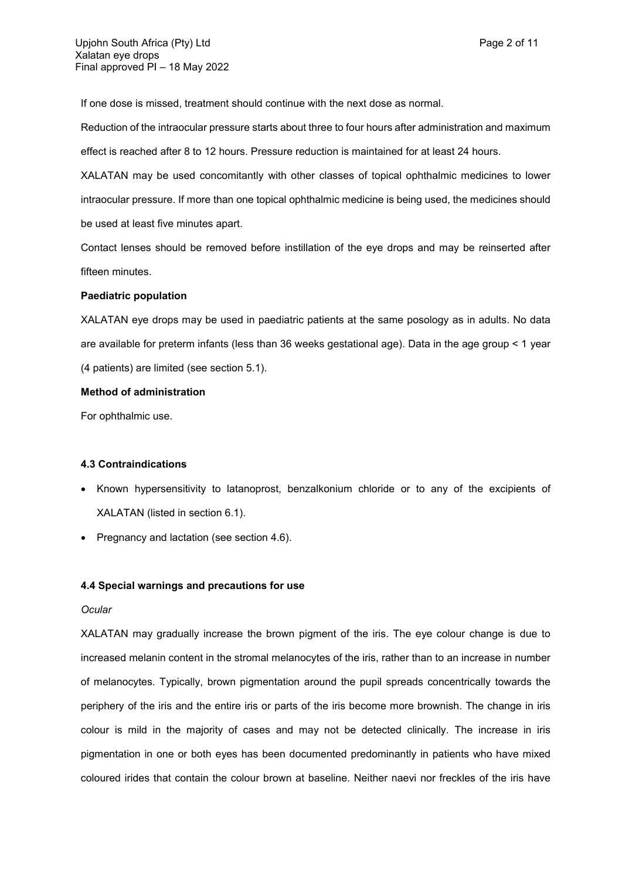If one dose is missed, treatment should continue with the next dose as normal.

Reduction of the intraocular pressure starts about three to four hours after administration and maximum effect is reached after 8 to 12 hours. Pressure reduction is maintained for at least 24 hours.

XALATAN may be used concomitantly with other classes of topical ophthalmic medicines to lower intraocular pressure. If more than one topical ophthalmic medicine is being used, the medicines should be used at least five minutes apart.

Contact lenses should be removed before instillation of the eye drops and may be reinserted after fifteen minutes.

**Paediatric population**

XALATAN eye drops may be used in paediatric patients at the same posology as in adults. No data are available for preterm infants (less than 36 weeks gestational age). Data in the age group < 1 year (4 patients) are limited (see section 5.1).

**Method of administration**

For ophthalmic use.

#### 4.3 Contraindications

- Known hypersensitivity to latanoprost, benzalkonium chloride or to any of the excipients of XALATAN (listed in section 6.1).
- Pregnancy and lactation (see section 4.6).

#### 4.4 Special warnings and precautions for use

*Ocular*

XALATAN may gradually increase the brown pigment of the iris. The eye colour change is due to increased melanin content in the stromal melanocytes of the iris, rather than to an increase in number of melanocytes. Typically, brown pigmentation around the pupil spreads concentrically towards the periphery of the iris and the entire iris or parts of the iris become more brownish. The change in iris colour is mild in the majority of cases and may not be detected clinically. The increase in iris pigmentation in one or both eyes has been documented predominantly in patients who have mixed coloured irides that contain the colour brown at baseline. Neither naevi nor freckles of the iris have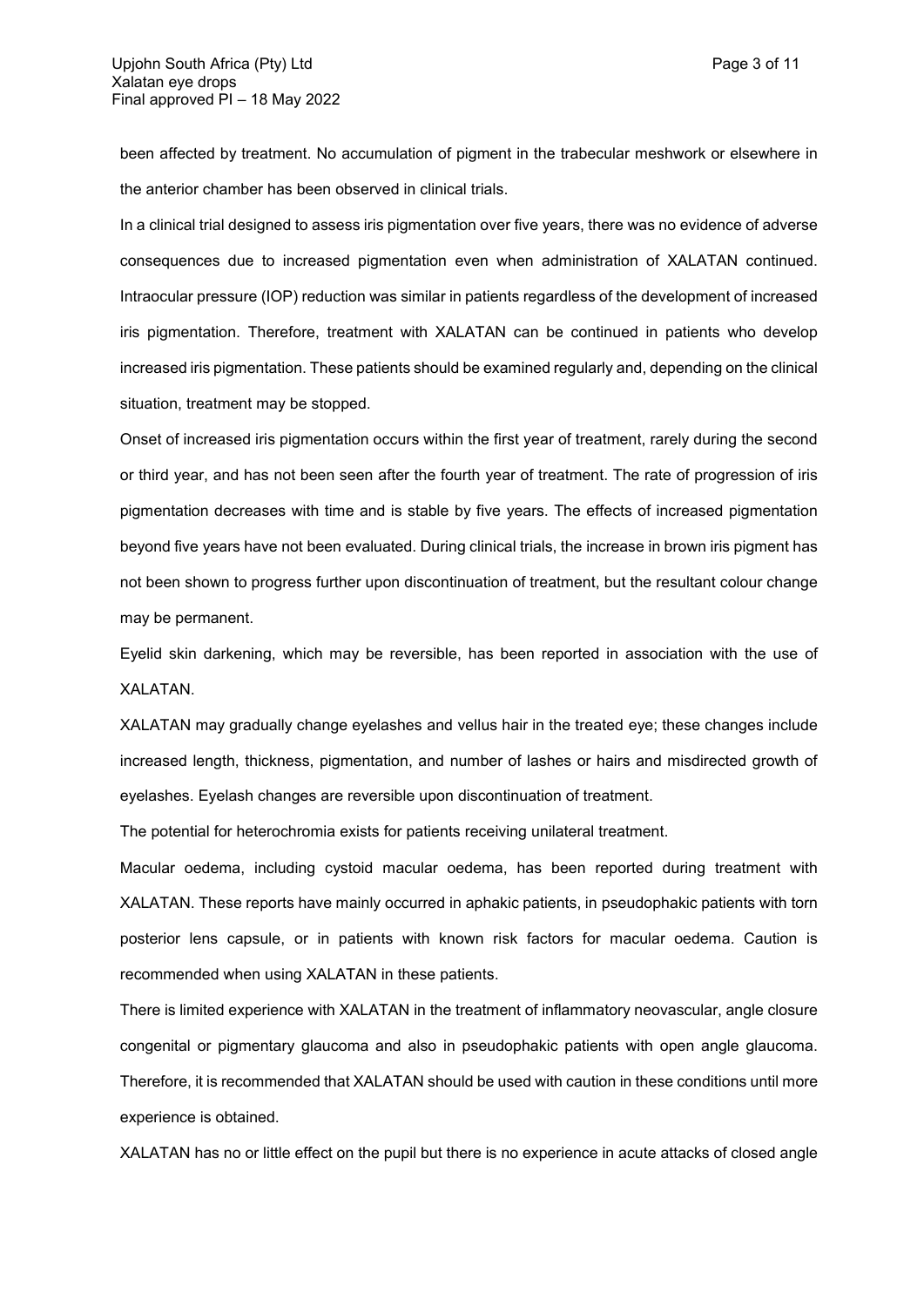been affected by treatment. No accumulation of pigment in the trabecular meshwork or elsewhere in the anterior chamber has been observed in clinical trials.

In a clinical trial designed to assess iris pigmentation over five years, there was no evidence of adverse consequences due to increased pigmentation even when administration of XALATAN continued. Intraocular pressure (IOP) reduction was similar in patients regardless of the development of increased iris pigmentation. Therefore, treatment with XALATAN can be continued in patients who develop increased iris pigmentation. These patients should be examined regularly and, depending on the clinical situation, treatment may be stopped.

Onset of increased iris pigmentation occurs within the first year of treatment, rarely during the second or third year, and has not been seen after the fourth year of treatment. The rate of progression of iris pigmentation decreases with time and is stable by five years. The effects of increased pigmentation beyond five years have not been evaluated. During clinical trials, the increase in brown iris pigment has not been shown to progress further upon discontinuation of treatment, but the resultant colour change may be permanent.

Eyelid skin darkening, which may be reversible, has been reported in association with the use of XALATAN.

XALATAN may gradually change eyelashes and vellus hair in the treated eye; these changes include increased length, thickness, pigmentation, and number of lashes or hairs and misdirected growth of eyelashes. Eyelash changes are reversible upon discontinuation of treatment.

The potential for heterochromia exists for patients receiving unilateral treatment.

Macular oedema, including cystoid macular oedema, has been reported during treatment with XALATAN. These reports have mainly occurred in aphakic patients, in pseudophakic patients with torn posterior lens capsule, or in patients with known risk factors for macular oedema. Caution is recommended when using XALATAN in these patients.

There is limited experience with XALATAN in the treatment of inflammatory neovascular, angle closure congenital or pigmentary glaucoma and also in pseudophakic patients with open angle glaucoma. Therefore, it is recommended that XALATAN should be used with caution in these conditions until more experience is obtained.

XALATAN has no or little effect on the pupil but there is no experience in acute attacks of closed angle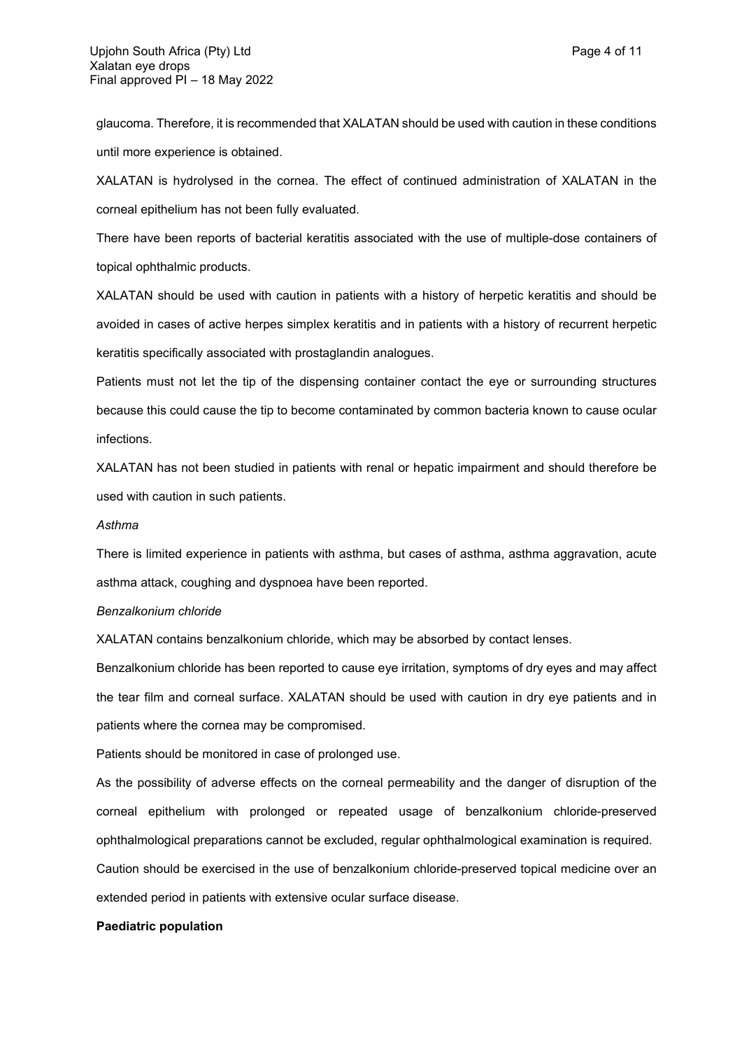glaucoma. Therefore, it is recommended that XALATAN should be used with caution in these conditions until more experience is obtained.

XALATAN is hydrolysed in the cornea. The effect of continued administration of XALATAN in the corneal epithelium has not been fully evaluated.

There have been reports of bacterial keratitis associated with the use of multiple-dose containers of topical ophthalmic products.

XALATAN should be used with caution in patients with a history of herpetic keratitis and should be avoided in cases of active herpes simplex keratitis and in patients with a history of recurrent herpetic keratitis specifically associated with prostaglandin analogues.

Patients must not let the tip of the dispensing container contact the eye or surrounding structures because this could cause the tip to become contaminated by common bacteria known to cause ocular infections.

XALATAN has not been studied in patients with renal or hepatic impairment and should therefore be used with caution in such patients.

*Asthma*

There is limited experience in patients with asthma, but cases of asthma, asthma aggravation, acute asthma attack, coughing and dyspnoea have been reported.

*Benzalkonium chloride*

XALATAN contains benzalkonium chloride, which may be absorbed by contact lenses.

Benzalkonium chloride has been reported to cause eye irritation, symptoms of dry eyes and may affect the tear film and corneal surface. XALATAN should be used with caution in dry eye patients and in patients where the cornea may be compromised.

Patients should be monitored in case of prolonged use.

As the possibility of adverse effects on the corneal permeability and the danger of disruption of the corneal epithelium with prolonged or repeated usage of benzalkonium chloride-preserved ophthalmological preparations cannot be excluded, regular ophthalmological examination is required.

Caution should be exercised in the use of benzalkonium chloride-preserved topical medicine over an extended period in patients with extensive ocular surface disease.

**Paediatric population**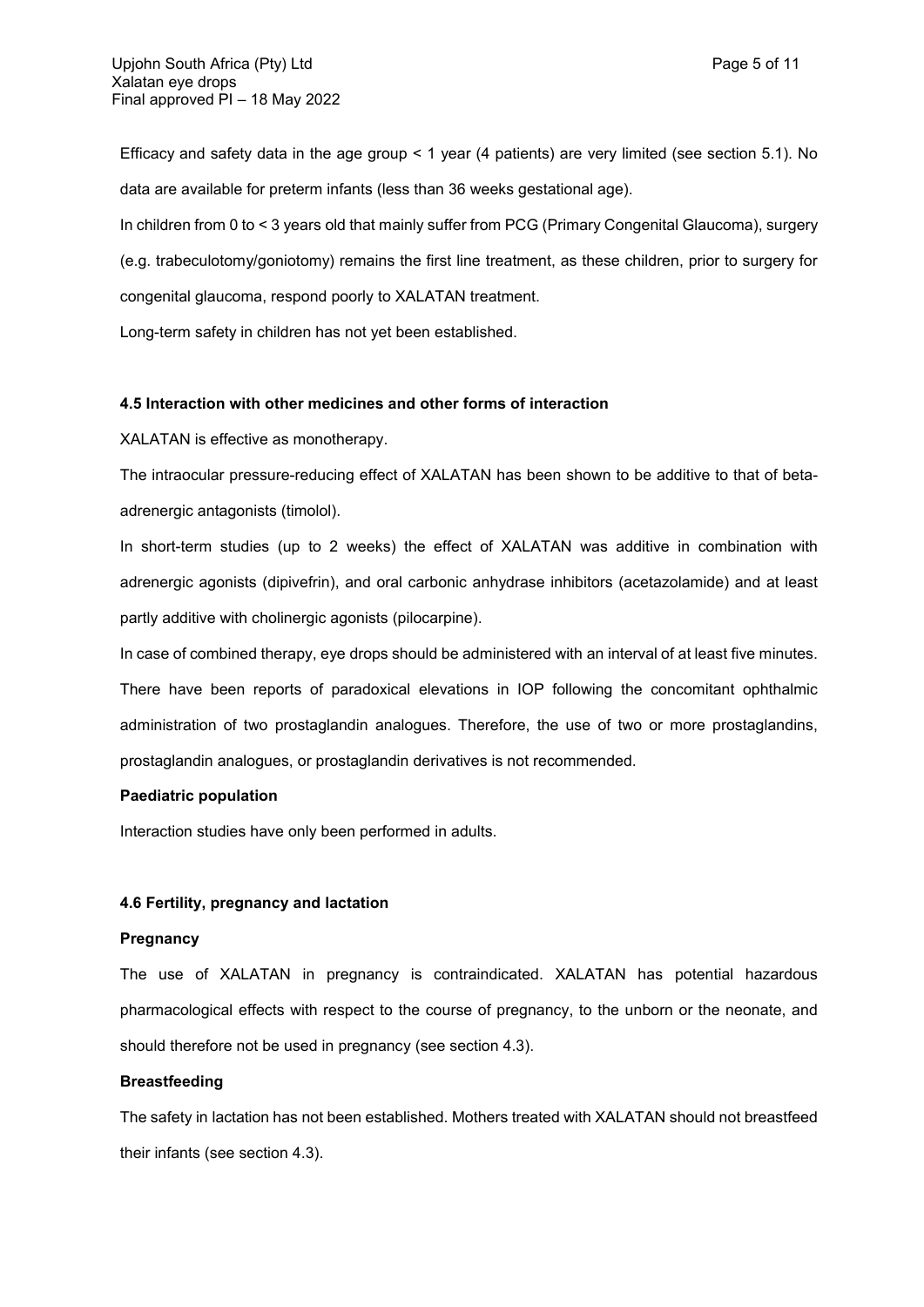Efficacy and safety data in the age group < 1 year (4 patients) are very limited (see section 5.1). No data are available for preterm infants (less than 36 weeks gestational age).

In children from 0 to < 3 years old that mainly suffer from PCG (Primary Congenital Glaucoma), surgery (e.g. trabeculotomy/goniotomy) remains the first line treatment, as these children, prior to surgery for congenital glaucoma, respond poorly to XALATAN treatment.

Long-term safety in children has not yet been established.

## 4.5 Interaction with other medicines and other forms of interaction

XALATAN is effective as monotherapy.

The intraocular pressure-reducing effect of XALATAN has been shown to be additive to that of beta-adrenergic antagonists (timolol).

In short-term studies (up to 2 weeks) the effect of XALATAN was additive in combination with adrenergic agonists (dipivefrin), and oral carbonic anhydrase inhibitors (acetazolamide) and at least partly additive with cholinergic agonists (pilocarpine).

In case of combined therapy, eye drops should be administered with an interval of at least five minutes.

There have been reports of paradoxical elevations in IOP following the concomitant ophthalmic administration of two prostaglandin analogues. Therefore, the use of two or more prostaglandins, prostaglandin analogues, or prostaglandin derivatives is not recommended.

**Paediatric population**

Interaction studies have only been performed in adults.

## 4.6 Fertility, pregnancy and lactation

**Pregnancy**

The use of XALATAN in pregnancy is contraindicated. XALATAN has potential hazardous pharmacological effects with respect to the course of pregnancy, to the unborn or the neonate, and should therefore not be used in pregnancy (see section 4.3).

**Breastfeeding**

The safety in lactation has not been established. Mothers treated with XALATAN should not breastfeed their infants (see section 4.3).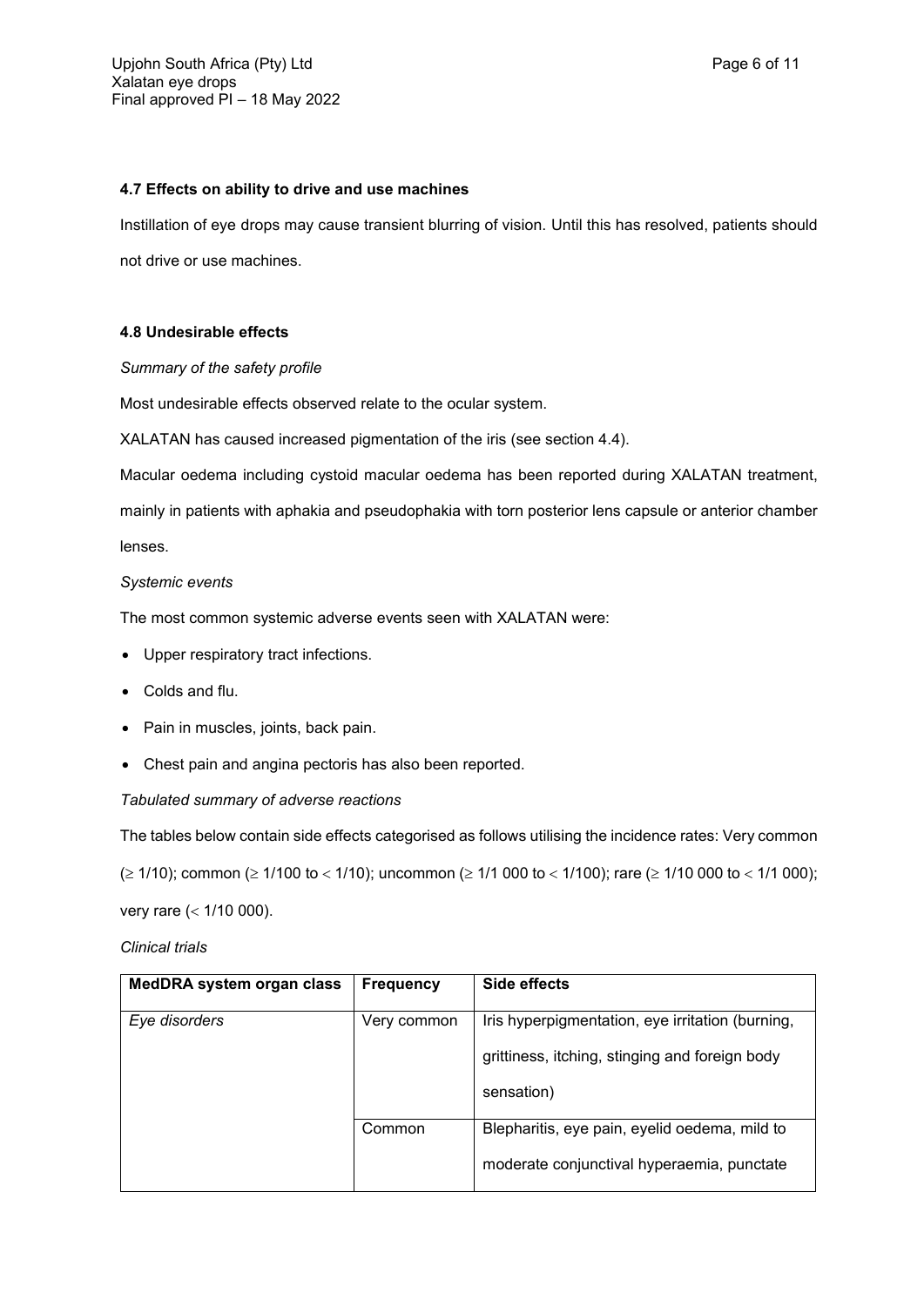### 4.7 Effects on ability to drive and use machines

Instillation of eye drops may cause transient blurring of vision. Until this has resolved, patients should not drive or use machines.

### 4.8 Undesirable effects

*Summary of the safety profile*

Most undesirable effects observed relate to the ocular system.

XALATAN has caused increased pigmentation of the iris (see section 4.4).

Macular oedema including cystoid macular oedema has been reported during XALATAN treatment, mainly in patients with aphakia and pseudophakia with torn posterior lens capsule or anterior chamber lenses.

*Systemic events*

The most common systemic adverse events seen with XALATAN were:

- Upper respiratory tract infections.
- Colds and flu.
- Pain in muscles, joints, back pain.
- Chest pain and angina pectoris has also been reported.

*Tabulated summary of adverse reactions*

The tables below contain side effects categorised as follows utilising the incidence rates: Very common (≥ 1/10); common (≥ 1/100 to < 1/10); uncommon (≥ 1/1 000 to < 1/100); rare (≥ 1/10 000 to < 1/1 000); very rare (< 1/10 000).

*Clinical trials*

| MedDRA system organ class | Frequency | Side effects |
|---|---|---|
| *Eye disorders* | Very common | Iris hyperpigmentation, eye irritation (burning, grittiness, itching, stinging and foreign body sensation) |
| | Common | Blepharitis, eye pain, eyelid oedema, mild to moderate conjunctival hyperaemia, punctate |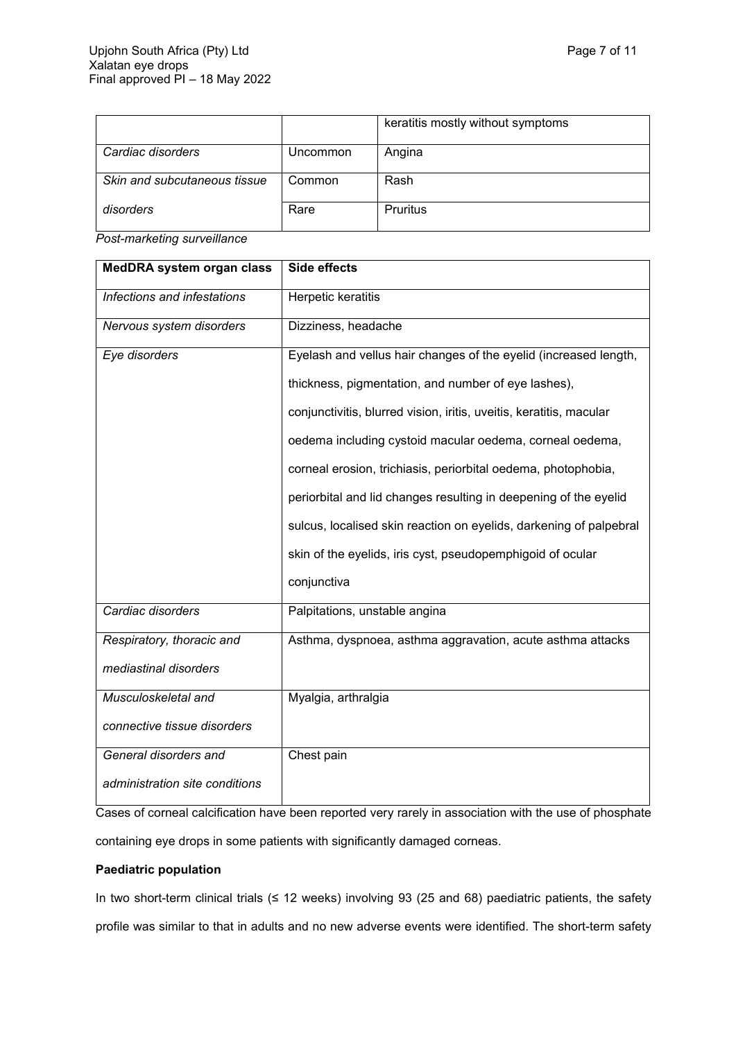| | | keratitis mostly without symptoms |
|---|---|---|
| *Cardiac disorders* | Uncommon | Angina |
| *Skin and subcutaneous tissue disorders* | Common | Rash |
| | Rare | Pruritus |

*Post-marketing surveillance*

| **MedDRA system organ class** | **Side effects** |
|---|---|
| *Infections and infestations* | Herpetic keratitis |
| *Nervous system disorders* | Dizziness, headache |
| *Eye disorders* | Eyelash and vellus hair changes of the eyelid (increased length, thickness, pigmentation, and number of eye lashes), conjunctivitis, blurred vision, iritis, uveitis, keratitis, macular oedema including cystoid macular oedema, corneal oedema, corneal erosion, trichiasis, periorbital oedema, photophobia, periorbital and lid changes resulting in deepening of the eyelid sulcus, localised skin reaction on eyelids, darkening of palpebral skin of the eyelids, iris cyst, pseudopemphigoid of ocular conjunctiva |
| *Cardiac disorders* | Palpitations, unstable angina |
| *Respiratory, thoracic and mediastinal disorders* | Asthma, dyspnoea, asthma aggravation, acute asthma attacks |
| *Musculoskeletal and connective tissue disorders* | Myalgia, arthralgia |
| *General disorders and administration site conditions* | Chest pain |

Cases of corneal calcification have been reported very rarely in association with the use of phosphate containing eye drops in some patients with significantly damaged corneas.

**Paediatric population**

In two short-term clinical trials (≤ 12 weeks) involving 93 (25 and 68) paediatric patients, the safety profile was similar to that in adults and no new adverse events were identified. The short-term safety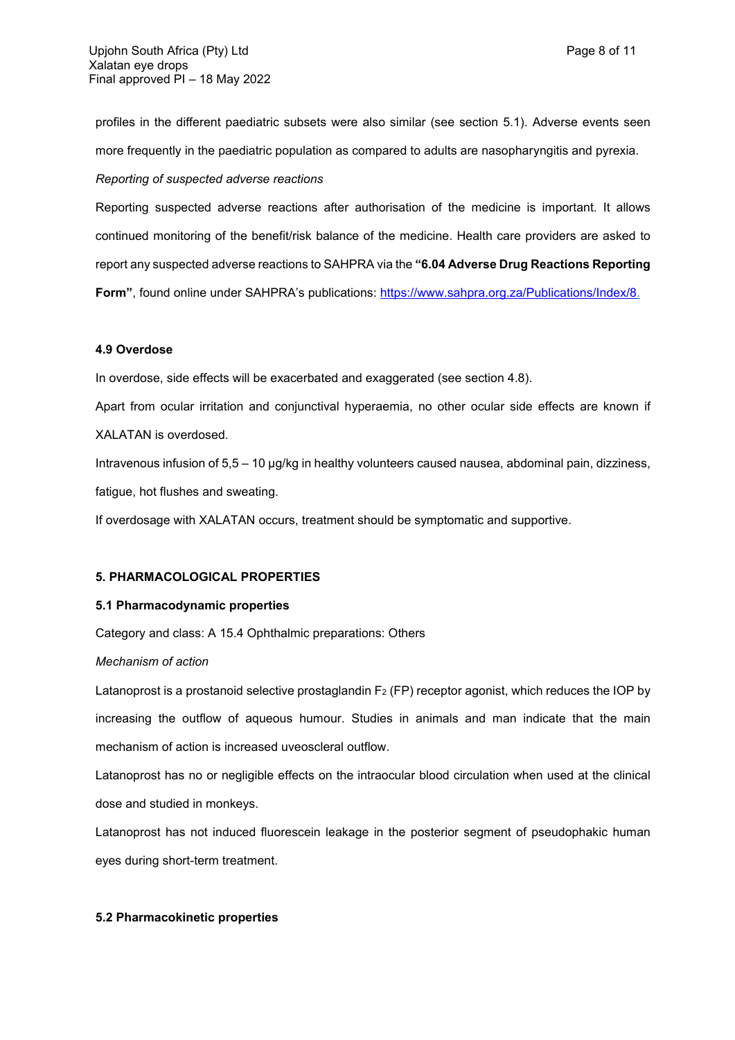profiles in the different paediatric subsets were also similar (see section 5.1). Adverse events seen more frequently in the paediatric population as compared to adults are nasopharyngitis and pyrexia.

*Reporting of suspected adverse reactions*

Reporting suspected adverse reactions after authorisation of the medicine is important. It allows continued monitoring of the benefit/risk balance of the medicine. Health care providers are asked to report any suspected adverse reactions to SAHPRA via the **"6.04 Adverse Drug Reactions Reporting Form"**, found online under SAHPRA's publications: https://www.sahpra.org.za/Publications/Index/8.

### 4.9 Overdose

In overdose, side effects will be exacerbated and exaggerated (see section 4.8).

Apart from ocular irritation and conjunctival hyperaemia, no other ocular side effects are known if XALATAN is overdosed.

Intravenous infusion of 5,5 – 10 µg/kg in healthy volunteers caused nausea, abdominal pain, dizziness, fatigue, hot flushes and sweating.

If overdosage with XALATAN occurs, treatment should be symptomatic and supportive.

## 5. PHARMACOLOGICAL PROPERTIES

### 5.1 Pharmacodynamic properties

Category and class: A 15.4 Ophthalmic preparations: Others

*Mechanism of action*

Latanoprost is a prostanoid selective prostaglandin $F_2$ (FP) receptor agonist, which reduces the IOP by increasing the outflow of aqueous humour. Studies in animals and man indicate that the main mechanism of action is increased uveoscleral outflow.

Latanoprost has no or negligible effects on the intraocular blood circulation when used at the clinical dose and studied in monkeys.

Latanoprost has not induced fluorescein leakage in the posterior segment of pseudophakic human eyes during short-term treatment.

### 5.2 Pharmacokinetic properties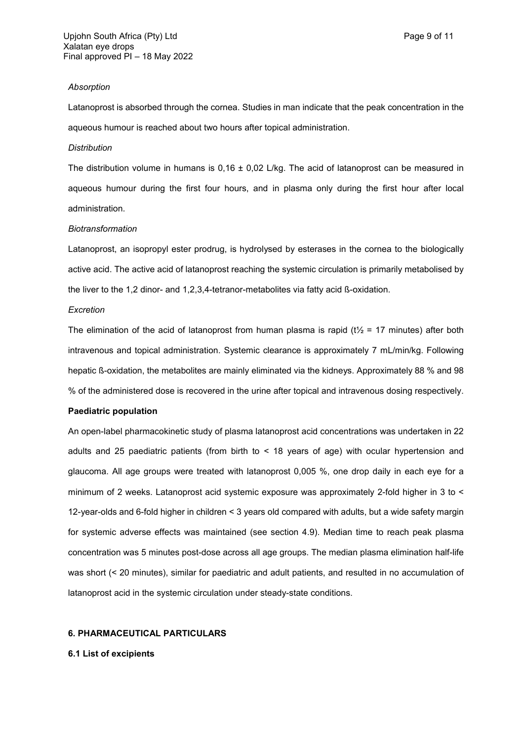*Absorption*

Latanoprost is absorbed through the cornea. Studies in man indicate that the peak concentration in the aqueous humour is reached about two hours after topical administration.

*Distribution*

The distribution volume in humans is 0,16 ± 0,02 L/kg. The acid of latanoprost can be measured in aqueous humour during the first four hours, and in plasma only during the first hour after local administration.

*Biotransformation*

Latanoprost, an isopropyl ester prodrug, is hydrolysed by esterases in the cornea to the biologically active acid. The active acid of latanoprost reaching the systemic circulation is primarily metabolised by the liver to the 1,2 dinor- and 1,2,3,4-tetranor-metabolites via fatty acid ß-oxidation.

*Excretion*

The elimination of the acid of latanoprost from human plasma is rapid ($t_{½}$ = 17 minutes) after both intravenous and topical administration. Systemic clearance is approximately 7 mL/min/kg. Following hepatic ß-oxidation, the metabolites are mainly eliminated via the kidneys. Approximately 88 % and 98 % of the administered dose is recovered in the urine after topical and intravenous dosing respectively.

**Paediatric population**

An open-label pharmacokinetic study of plasma latanoprost acid concentrations was undertaken in 22 adults and 25 paediatric patients (from birth to < 18 years of age) with ocular hypertension and glaucoma. All age groups were treated with latanoprost 0,005 %, one drop daily in each eye for a minimum of 2 weeks. Latanoprost acid systemic exposure was approximately 2-fold higher in 3 to < 12-year-olds and 6-fold higher in children < 3 years old compared with adults, but a wide safety margin for systemic adverse effects was maintained (see section 4.9). Median time to reach peak plasma concentration was 5 minutes post-dose across all age groups. The median plasma elimination half-life was short (< 20 minutes), similar for paediatric and adult patients, and resulted in no accumulation of latanoprost acid in the systemic circulation under steady-state conditions.

## 6. PHARMACEUTICAL PARTICULARS

### 6.1 List of excipients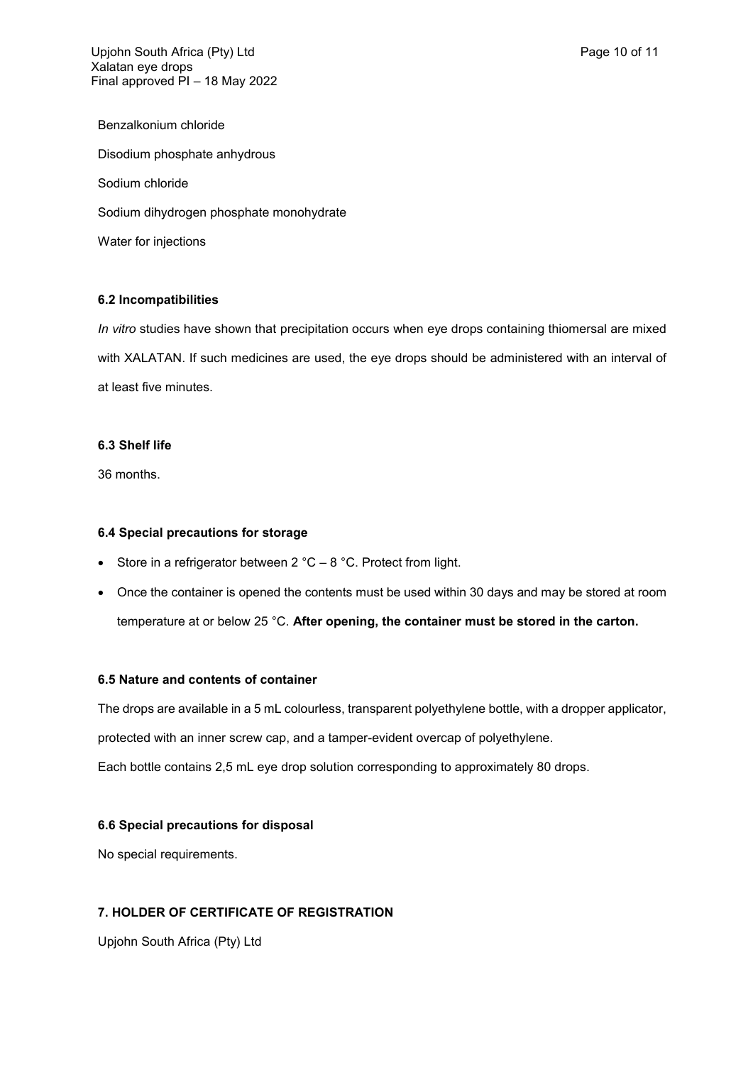Benzalkonium chloride

Disodium phosphate anhydrous

Sodium chloride

Sodium dihydrogen phosphate monohydrate

Water for injections

### 6.2 Incompatibilities

*In vitro* studies have shown that precipitation occurs when eye drops containing thiomersal are mixed with XALATAN. If such medicines are used, the eye drops should be administered with an interval of at least five minutes.

### 6.3 Shelf life

36 months.

### 6.4 Special precautions for storage

- Store in a refrigerator between 2 °C – 8 °C. Protect from light.
- Once the container is opened the contents must be used within 30 days and may be stored at room temperature at or below 25 °C. **After opening, the container must be stored in the carton.**

### 6.5 Nature and contents of container

The drops are available in a 5 mL colourless, transparent polyethylene bottle, with a dropper applicator, protected with an inner screw cap, and a tamper-evident overcap of polyethylene.

Each bottle contains 2,5 mL eye drop solution corresponding to approximately 80 drops.

### 6.6 Special precautions for disposal

No special requirements.

## 7. HOLDER OF CERTIFICATE OF REGISTRATION

Upjohn South Africa (Pty) Ltd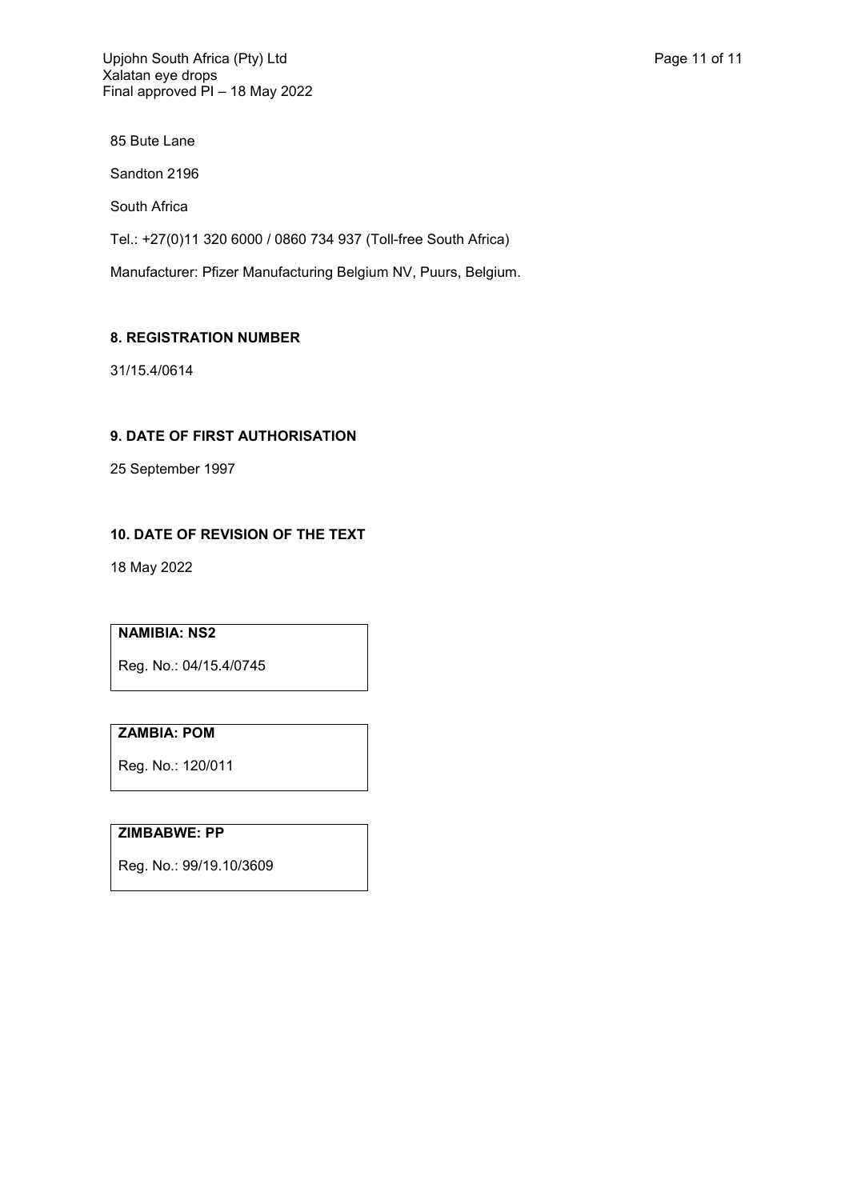85 Bute Lane

Sandton 2196

South Africa

Tel.: +27(0)11 320 6000 / 0860 734 937 (Toll-free South Africa)

Manufacturer: Pfizer Manufacturing Belgium NV, Puurs, Belgium.

## 8. REGISTRATION NUMBER

31/15.4/0614

## 9. DATE OF FIRST AUTHORISATION

25 September 1997

## 10. DATE OF REVISION OF THE TEXT

18 May 2022

**NAMIBIA: NS2**

Reg. No.: 04/15.4/0745

**ZAMBIA: POM**

Reg. No.: 120/011

**ZIMBABWE: PP**

Reg. No.: 99/19.10/3609